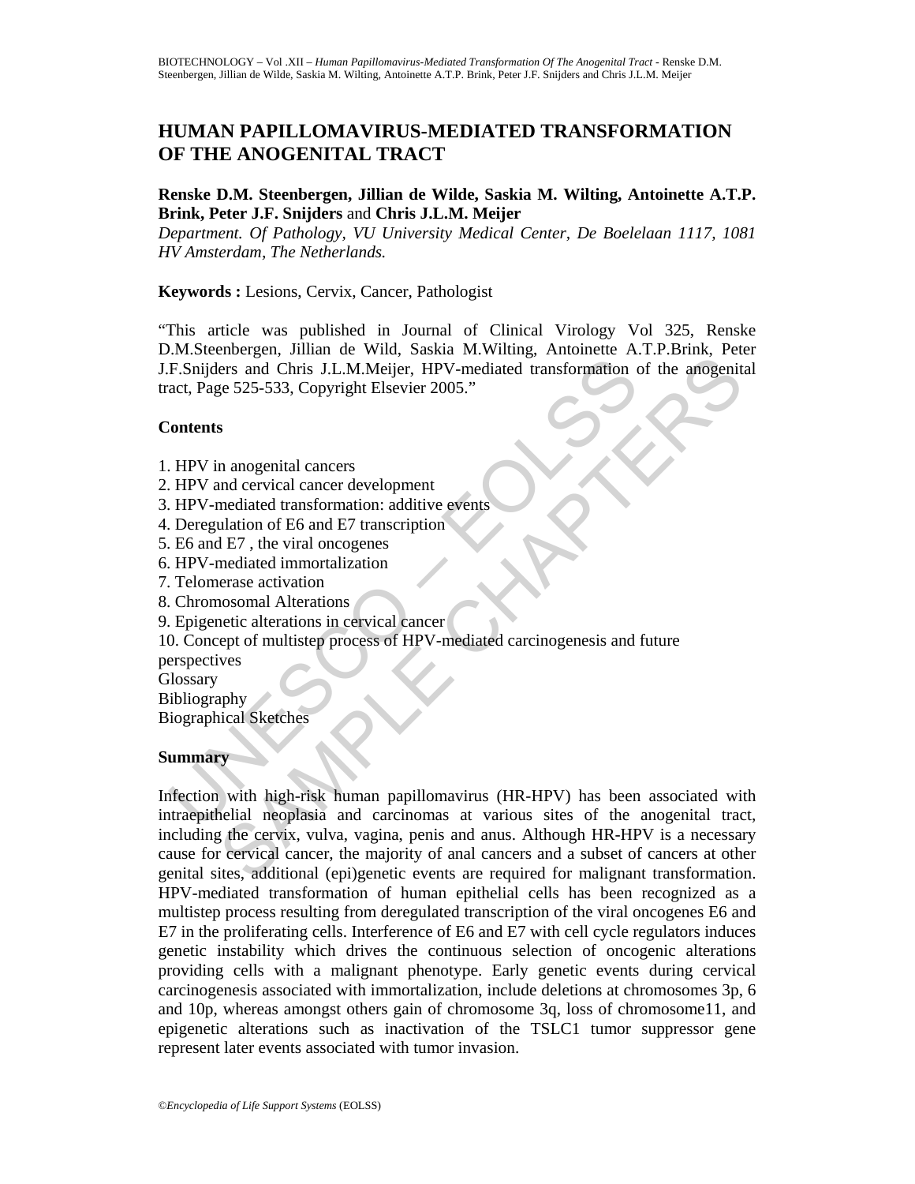# HUMAN PAPILLOMAVIRUS-MEDIATED TRANSFORMATION OF THE ANOGENITAL TRACT

**Renske D.M. Steenbergen, Jillian de Wilde, Saskia M. Wilting, Antoinette A.T.P. Brink, Peter J.F. Snijders** and **Chris J.L.M. Meijer**

*Department. Of Pathology, VU University Medical Center, De Boelelaan 1117, 1081 HV Amsterdam, The Netherlands.*

**Keywords :** Lesions, Cervix, Cancer, Pathologist

"This article was published in Journal of Clinical Virology Vol 325, Renske D.M.Steenbergen, Jillian de Wild, Saskia M.Wilting, Antoinette A.T.P.Brink, Peter J.F.Snijders and Chris J.L.M.Meijer, HPV-mediated transformation of the anogenital tract, Page 525-533, Copyright Elsevier 2005."

## Contents

1. HPV in anogenital cancers
2. HPV and cervical cancer development
3. HPV-mediated transformation: additive events
4. Deregulation of E6 and E7 transcription
5. E6 and E7 , the viral oncogenes
6. HPV-mediated immortalization
7. Telomerase activation
8. Chromosomal Alterations
9. Epigenetic alterations in cervical cancer
10. Concept of multistep process of HPV-mediated carcinogenesis and future perspectives

Glossary
Bibliography
Biographical Sketches

## Summary

Infection with high-risk human papillomavirus (HR-HPV) has been associated with intraepithelial neoplasia and carcinomas at various sites of the anogenital tract, including the cervix, vulva, vagina, penis and anus. Although HR-HPV is a necessary cause for cervical cancer, the majority of anal cancers and a subset of cancers at other genital sites, additional (epi)genetic events are required for malignant transformation. HPV-mediated transformation of human epithelial cells has been recognized as a multistep process resulting from deregulated transcription of the viral oncogenes E6 and E7 in the proliferating cells. Interference of E6 and E7 with cell cycle regulators induces genetic instability which drives the continuous selection of oncogenic alterations providing cells with a malignant phenotype. Early genetic events during cervical carcinogenesis associated with immortalization, include deletions at chromosomes 3p, 6 and 10p, whereas amongst others gain of chromosome 3q, loss of chromosome11, and epigenetic alterations such as inactivation of the TSLC1 tumor suppressor gene represent later events associated with tumor invasion.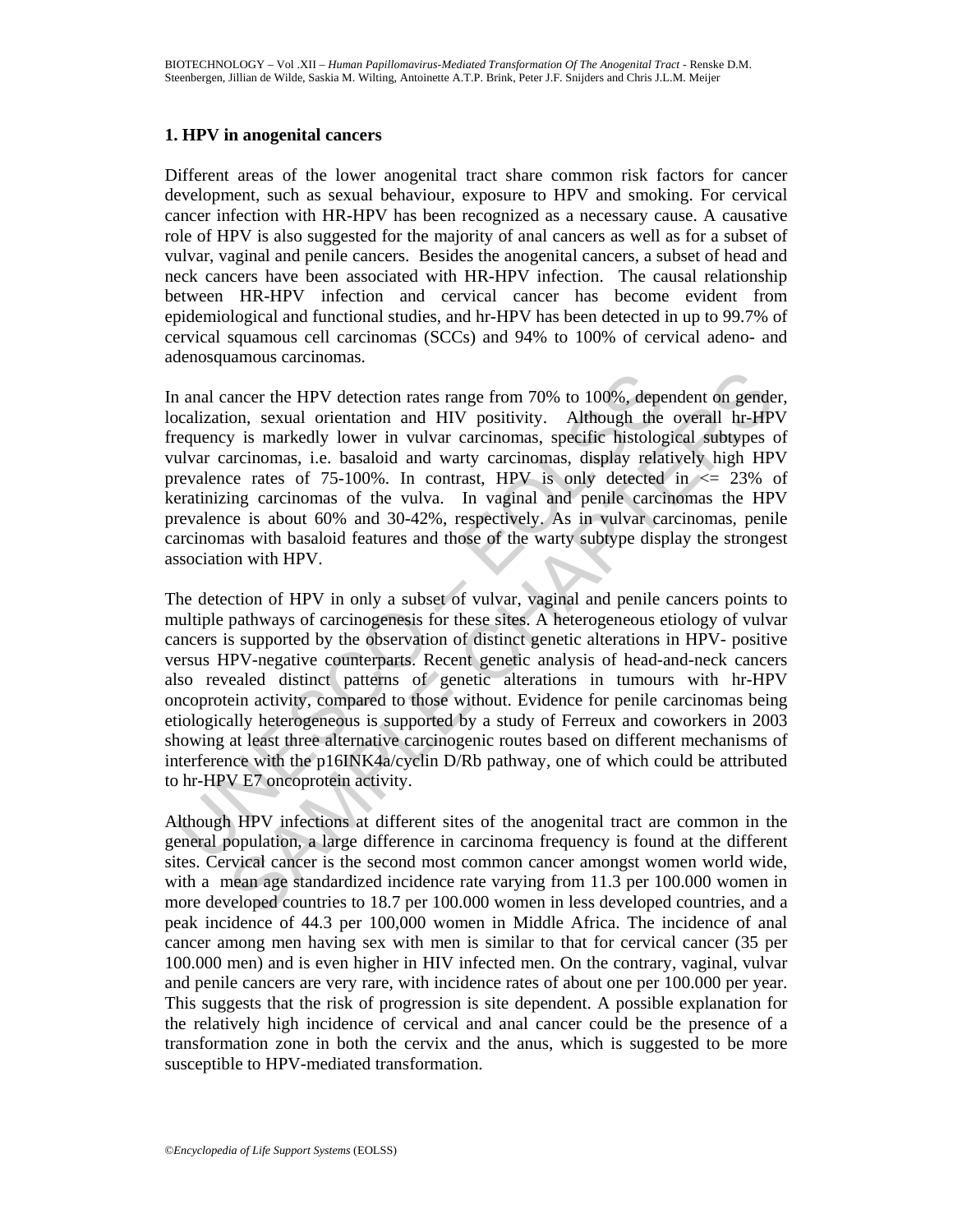## 1. HPV in anogenital cancers

Different areas of the lower anogenital tract share common risk factors for cancer development, such as sexual behaviour, exposure to HPV and smoking. For cervical cancer infection with HR-HPV has been recognized as a necessary cause. A causative role of HPV is also suggested for the majority of anal cancers as well as for a subset of vulvar, vaginal and penile cancers. Besides the anogenital cancers, a subset of head and neck cancers have been associated with HR-HPV infection. The causal relationship between HR-HPV infection and cervical cancer has become evident from epidemiological and functional studies, and hr-HPV has been detected in up to 99.7% of cervical squamous cell carcinomas (SCCs) and 94% to 100% of cervical adeno- and adenosquamous carcinomas.

In anal cancer the HPV detection rates range from 70% to 100%, dependent on gender, localization, sexual orientation and HIV positivity. Although the overall hr-HPV frequency is markedly lower in vulvar carcinomas, specific histological subtypes of vulvar carcinomas, i.e. basaloid and warty carcinomas, display relatively high HPV prevalence rates of 75-100%. In contrast, HPV is only detected in <= 23% of keratinizing carcinomas of the vulva. In vaginal and penile carcinomas the HPV prevalence is about 60% and 30-42%, respectively. As in vulvar carcinomas, penile carcinomas with basaloid features and those of the warty subtype display the strongest association with HPV.

The detection of HPV in only a subset of vulvar, vaginal and penile cancers points to multiple pathways of carcinogenesis for these sites. A heterogeneous etiology of vulvar cancers is supported by the observation of distinct genetic alterations in HPV- positive versus HPV-negative counterparts. Recent genetic analysis of head-and-neck cancers also revealed distinct patterns of genetic alterations in tumours with hr-HPV oncoprotein activity, compared to those without. Evidence for penile carcinomas being etiologically heterogeneous is supported by a study of Ferreux and coworkers in 2003 showing at least three alternative carcinogenic routes based on different mechanisms of interference with the p16INK4a/cyclin D/Rb pathway, one of which could be attributed to hr-HPV E7 oncoprotein activity.

Although HPV infections at different sites of the anogenital tract are common in the general population, a large difference in carcinoma frequency is found at the different sites. Cervical cancer is the second most common cancer amongst women world wide, with a mean age standardized incidence rate varying from 11.3 per 100.000 women in more developed countries to 18.7 per 100.000 women in less developed countries, and a peak incidence of 44.3 per 100,000 women in Middle Africa. The incidence of anal cancer among men having sex with men is similar to that for cervical cancer (35 per 100.000 men) and is even higher in HIV infected men. On the contrary, vaginal, vulvar and penile cancers are very rare, with incidence rates of about one per 100.000 per year. This suggests that the risk of progression is site dependent. A possible explanation for the relatively high incidence of cervical and anal cancer could be the presence of a transformation zone in both the cervix and the anus, which is suggested to be more susceptible to HPV-mediated transformation.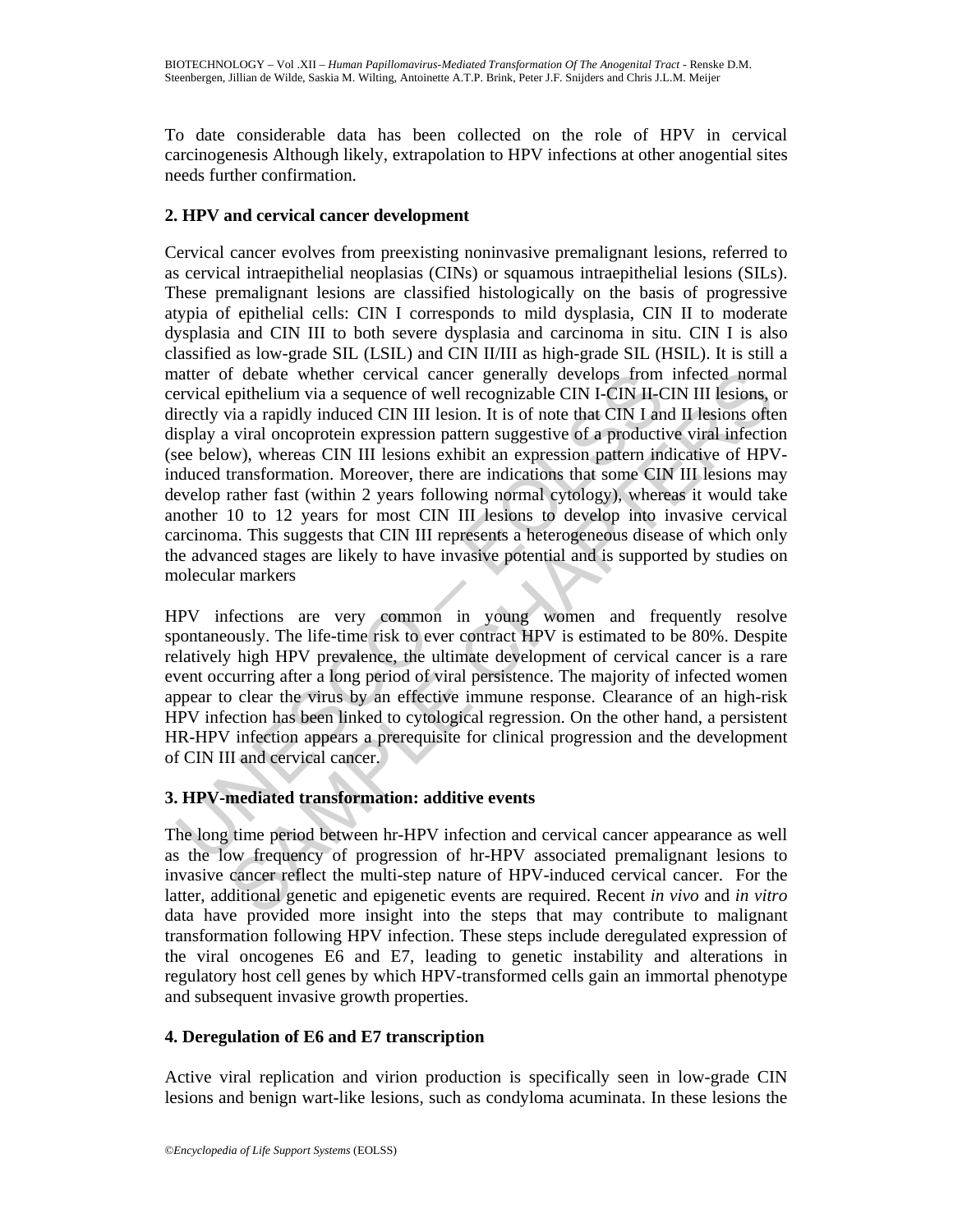To date considerable data has been collected on the role of HPV in cervical carcinogenesis Although likely, extrapolation to HPV infections at other anogential sites needs further confirmation.

## 2. HPV and cervical cancer development

Cervical cancer evolves from preexisting noninvasive premalignant lesions, referred to as cervical intraepithelial neoplasias (CINs) or squamous intraepithelial lesions (SILs). These premalignant lesions are classified histologically on the basis of progressive atypia of epithelial cells: CIN I corresponds to mild dysplasia, CIN II to moderate dysplasia and CIN III to both severe dysplasia and carcinoma in situ. CIN I is also classified as low-grade SIL (LSIL) and CIN II/III as high-grade SIL (HSIL). It is still a matter of debate whether cervical cancer generally develops from infected normal cervical epithelium via a sequence of well recognizable CIN I-CIN II-CIN III lesions, or directly via a rapidly induced CIN III lesion. It is of note that CIN I and II lesions often display a viral oncoprotein expression pattern suggestive of a productive viral infection (see below), whereas CIN III lesions exhibit an expression pattern indicative of HPV-induced transformation. Moreover, there are indications that some CIN III lesions may develop rather fast (within 2 years following normal cytology), whereas it would take another 10 to 12 years for most CIN III lesions to develop into invasive cervical carcinoma. This suggests that CIN III represents a heterogeneous disease of which only the advanced stages are likely to have invasive potential and is supported by studies on molecular markers

HPV infections are very common in young women and frequently resolve spontaneously. The life-time risk to ever contract HPV is estimated to be 80%. Despite relatively high HPV prevalence, the ultimate development of cervical cancer is a rare event occurring after a long period of viral persistence. The majority of infected women appear to clear the virus by an effective immune response. Clearance of an high-risk HPV infection has been linked to cytological regression. On the other hand, a persistent HR-HPV infection appears a prerequisite for clinical progression and the development of CIN III and cervical cancer.

## 3. HPV-mediated transformation: additive events

The long time period between hr-HPV infection and cervical cancer appearance as well as the low frequency of progression of hr-HPV associated premalignant lesions to invasive cancer reflect the multi-step nature of HPV-induced cervical cancer. For the latter, additional genetic and epigenetic events are required. Recent *in vivo* and *in vitro* data have provided more insight into the steps that may contribute to malignant transformation following HPV infection. These steps include deregulated expression of the viral oncogenes E6 and E7, leading to genetic instability and alterations in regulatory host cell genes by which HPV-transformed cells gain an immortal phenotype and subsequent invasive growth properties.

## 4. Deregulation of E6 and E7 transcription

Active viral replication and virion production is specifically seen in low-grade CIN lesions and benign wart-like lesions, such as condyloma acuminata. In these lesions the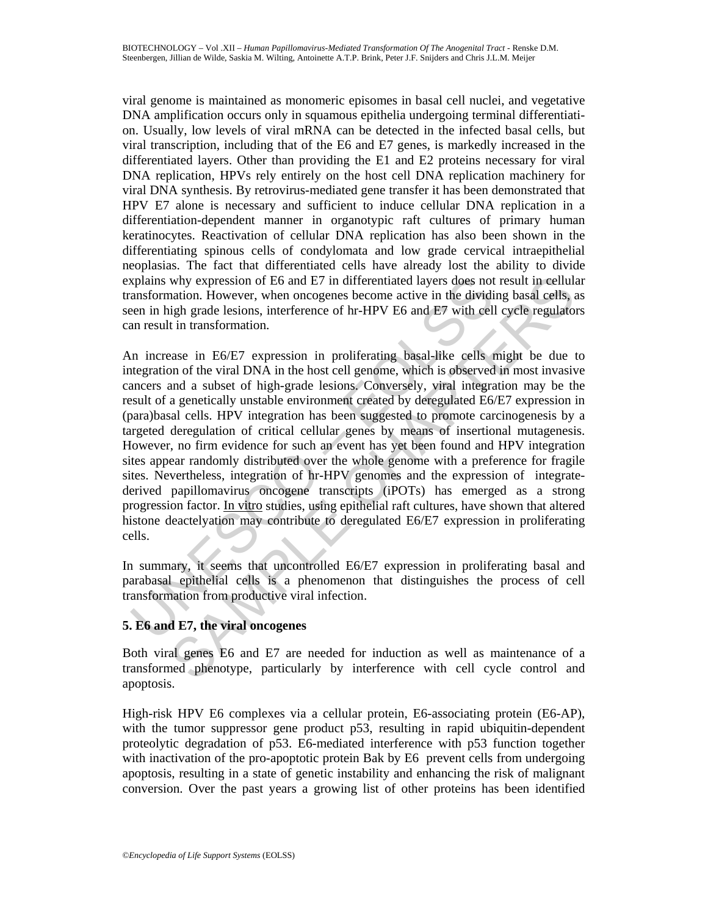viral genome is maintained as monomeric episomes in basal cell nuclei, and vegetative DNA amplification occurs only in squamous epithelia undergoing terminal differentiation. Usually, low levels of viral mRNA can be detected in the infected basal cells, but viral transcription, including that of the E6 and E7 genes, is markedly increased in the differentiated layers. Other than providing the E1 and E2 proteins necessary for viral DNA replication, HPVs rely entirely on the host cell DNA replication machinery for viral DNA synthesis. By retrovirus-mediated gene transfer it has been demonstrated that HPV E7 alone is necessary and sufficient to induce cellular DNA replication in a differentiation-dependent manner in organotypic raft cultures of primary human keratinocytes. Reactivation of cellular DNA replication has also been shown in the differentiating spinous cells of condylomata and low grade cervical intraepithelial neoplasias. The fact that differentiated cells have already lost the ability to divide explains why expression of E6 and E7 in differentiated layers does not result in cellular transformation. However, when oncogenes become active in the dividing basal cells, as seen in high grade lesions, interference of hr-HPV E6 and E7 with cell cycle regulators can result in transformation.

An increase in E6/E7 expression in proliferating basal-like cells might be due to integration of the viral DNA in the host cell genome, which is observed in most invasive cancers and a subset of high-grade lesions. Conversely, viral integration may be the result of a genetically unstable environment created by deregulated E6/E7 expression in (para)basal cells. HPV integration has been suggested to promote carcinogenesis by a targeted deregulation of critical cellular genes by means of insertional mutagenesis. However, no firm evidence for such an event has yet been found and HPV integration sites appear randomly distributed over the whole genome with a preference for fragile sites. Nevertheless, integration of hr-HPV genomes and the expression of integrate-derived papillomavirus oncogene transcripts (iPOTs) has emerged as a strong progression factor. In vitro studies, using epithelial raft cultures, have shown that altered histone deactelyation may contribute to deregulated E6/E7 expression in proliferating cells.

In summary, it seems that uncontrolled E6/E7 expression in proliferating basal and parabasal epithelial cells is a phenomenon that distinguishes the process of cell transformation from productive viral infection.

## 5. E6 and E7, the viral oncogenes

Both viral genes E6 and E7 are needed for induction as well as maintenance of a transformed phenotype, particularly by interference with cell cycle control and apoptosis.

High-risk HPV E6 complexes via a cellular protein, E6-associating protein (E6-AP), with the tumor suppressor gene product p53, resulting in rapid ubiquitin-dependent proteolytic degradation of p53. E6-mediated interference with p53 function together with inactivation of the pro-apoptotic protein Bak by E6 prevent cells from undergoing apoptosis, resulting in a state of genetic instability and enhancing the risk of malignant conversion. Over the past years a growing list of other proteins has been identified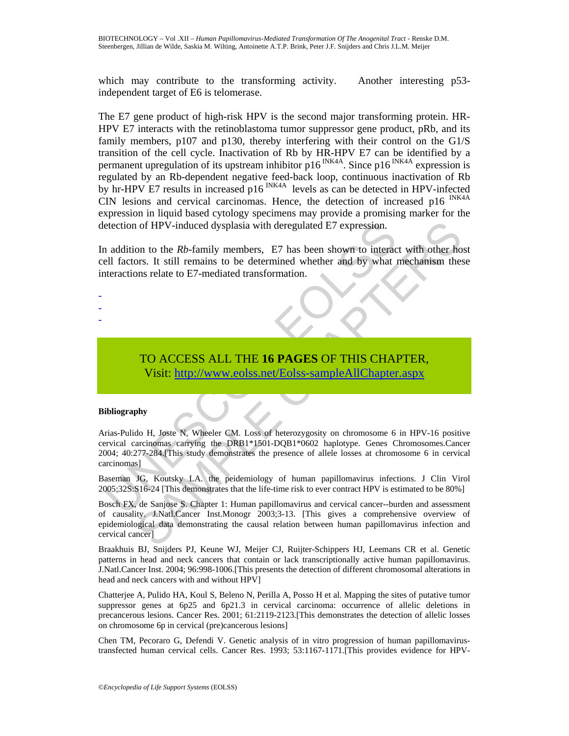which may contribute to the transforming activity. Another interesting p53-independent target of E6 is telomerase.

The E7 gene product of high-risk HPV is the second major transforming protein. HR-HPV E7 interacts with the retinoblastoma tumor suppressor gene product, pRb, and its family members, p107 and p130, thereby interfering with their control on the G1/S transition of the cell cycle. Inactivation of Rb by HR-HPV E7 can be identified by a permanent upregulation of its upstream inhibitor $p16^{INK4A}$. Since $p16^{INK4A}$ expression is regulated by an Rb-dependent negative feed-back loop, continuous inactivation of Rb by hr-HPV E7 results in increased $p16^{INK4A}$ levels as can be detected in HPV-infected CIN lesions and cervical carcinomas. Hence, the detection of increased $p16^{INK4A}$ expression in liquid based cytology specimens may provide a promising marker for the detection of HPV-induced dysplasia with deregulated E7 expression.

In addition to the *Rb*-family members, E7 has been shown to interact with other host cell factors. It still remains to be determined whether and by what mechanism these interactions relate to E7-mediated transformation.

-
-
-

TO ACCESS ALL THE **16 PAGES** OF THIS CHAPTER,
Visit: http://www.eolss.net/Eolss-sampleAllChapter.aspx

**Bibliography**

Arias-Pulido H, Joste N, Wheeler CM. Loss of heterozygosity on chromosome 6 in HPV-16 positive cervical carcinomas carrying the DRB1*1501-DQB1*0602 haplotype. Genes Chromosomes.Cancer 2004; 40:277-284.[This study demonstrates the presence of allele losses at chromosome 6 in cervical carcinomas]

Baseman JG, Koutsky LA. the peidemiology of human papillomavirus infections. J Clin Virol 2005;32S:S16-24 [This demonstrates that the life-time risk to ever contract HPV is estimated to be 80%]

Bosch FX, de Sanjose S. Chapter 1: Human papillomavirus and cervical cancer--burden and assessment of causality. J.Natl.Cancer Inst.Monogr 2003;3-13. [This gives a comprehensive overview of epidemiological data demonstrating the causal relation between human papillomavirus infection and cervical cancer]

Braakhuis BJ, Snijders PJ, Keune WJ, Meijer CJ, Ruijter-Schippers HJ, Leemans CR et al. Genetic patterns in head and neck cancers that contain or lack transcriptionally active human papillomavirus. J.Natl.Cancer Inst. 2004; 96:998-1006.[This presents the detection of different chromosomal alterations in head and neck cancers with and without HPV]

Chatterjee A, Pulido HA, Koul S, Beleno N, Perilla A, Posso H et al. Mapping the sites of putative tumor suppressor genes at 6p25 and 6p21.3 in cervical carcinoma: occurrence of allelic deletions in precancerous lesions. Cancer Res. 2001; 61:2119-2123.[This demonstrates the detection of allelic losses on chromosome 6p in cervical (pre)cancerous lesions]

Chen TM, Pecoraro G, Defendi V. Genetic analysis of in vitro progression of human papillomavirus-transfected human cervical cells. Cancer Res. 1993; 53:1167-1171.[This provides evidence for HPV-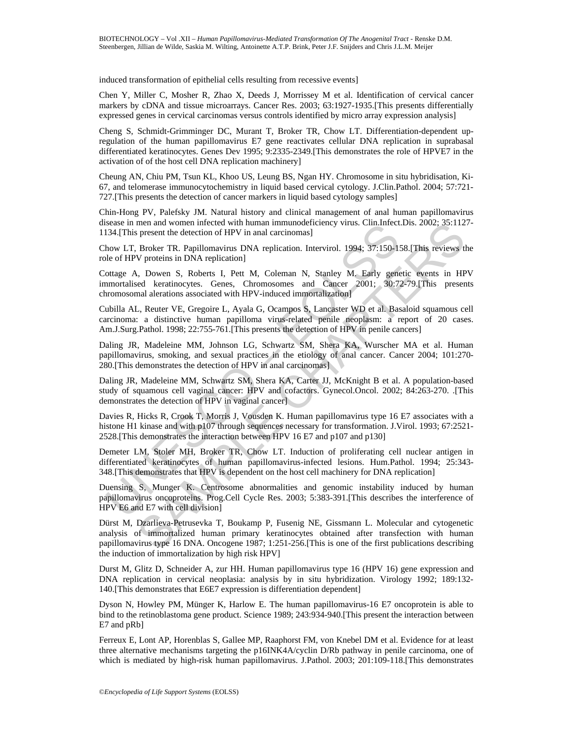induced transformation of epithelial cells resulting from recessive events]

Chen Y, Miller C, Mosher R, Zhao X, Deeds J, Morrissey M et al. Identification of cervical cancer markers by cDNA and tissue microarrays. Cancer Res. 2003; 63:1927-1935.[This presents differentially expressed genes in cervical carcinomas versus controls identified by micro array expression analysis]

Cheng S, Schmidt-Grimminger DC, Murant T, Broker TR, Chow LT. Differentiation-dependent up-regulation of the human papillomavirus E7 gene reactivates cellular DNA replication in suprabasal differentiated keratinocytes. Genes Dev 1995; 9:2335-2349.[This demonstrates the role of HPVE7 in the activation of of the host cell DNA replication machinery]

Cheung AN, Chiu PM, Tsun KL, Khoo US, Leung BS, Ngan HY. Chromosome in situ hybridisation, Ki-67, and telomerase immunocytochemistry in liquid based cervical cytology. J.Clin.Pathol. 2004; 57:721-727.[This presents the detection of cancer markers in liquid based cytology samples]

Chin-Hong PV, Palefsky JM. Natural history and clinical management of anal human papillomavirus disease in men and women infected with human immunodeficiency virus. Clin.Infect.Dis. 2002; 35:1127-1134.[This present the detection of HPV in anal carcinomas]

Chow LT, Broker TR. Papillomavirus DNA replication. Intervirol. 1994; 37:150-158.[This reviews the role of HPV proteins in DNA replication]

Cottage A, Dowen S, Roberts I, Pett M, Coleman N, Stanley M. Early genetic events in HPV immortalised keratinocytes. Genes, Chromosomes and Cancer 2001; 30:72-79.[This presents chromosomal alerations associated with HPV-induced immortalization]

Cubilla AL, Reuter VE, Gregoire L, Ayala G, Ocampos S, Lancaster WD et al. Basaloid squamous cell carcinoma: a distinctive human papilloma virus-related penile neoplasm: a report of 20 cases. Am.J.Surg.Pathol. 1998; 22:755-761.[This presents the detection of HPV in penile cancers]

Daling JR, Madeleine MM, Johnson LG, Schwartz SM, Shera KA, Wurscher MA et al. Human papillomavirus, smoking, and sexual practices in the etiology of anal cancer. Cancer 2004; 101:270-280.[This demonstrates the detection of HPV in anal carcinomas]

Daling JR, Madeleine MM, Schwartz SM, Shera KA, Carter JJ, McKnight B et al. A population-based study of squamous cell vaginal cancer: HPV and cofactors. Gynecol.Oncol. 2002; 84:263-270. .[This demonstrates the detection of HPV in vaginal cancer]

Davies R, Hicks R, Crook T, Morris J, Vousden K. Human papillomavirus type 16 E7 associates with a histone H1 kinase and with p107 through sequences necessary for transformation. J.Virol. 1993; 67:2521-2528.[This demonstrates the interaction between HPV 16 E7 and p107 and p130]

Demeter LM, Stoler MH, Broker TR, Chow LT. Induction of proliferating cell nuclear antigen in differentiated keratinocytes of human papillomavirus-infected lesions. Hum.Pathol. 1994; 25:343-348.[This demonstrates that HPV is dependent on the host cell machinery for DNA replication]

Duensing S, Munger K. Centrosome abnormalities and genomic instability induced by human papillomavirus oncoproteins. Prog.Cell Cycle Res. 2003; 5:383-391.[This describes the interference of HPV E6 and E7 with cell division]

Dürst M, Dzarlieva-Petrusevka T, Boukamp P, Fusenig NE, Gissmann L. Molecular and cytogenetic analysis of immortalized human primary keratinocytes obtained after transfection with human papillomavirus type 16 DNA. Oncogene 1987; 1:251-256.[This is one of the first publications describing the induction of immortalization by high risk HPV]

Durst M, Glitz D, Schneider A, zur HH. Human papillomavirus type 16 (HPV 16) gene expression and DNA replication in cervical neoplasia: analysis by in situ hybridization. Virology 1992; 189:132-140.[This demonstrates that E6E7 expression is differentiation dependent]

Dyson N, Howley PM, Münger K, Harlow E. The human papillomavirus-16 E7 oncoprotein is able to bind to the retinoblastoma gene product. Science 1989; 243:934-940.[This present the interaction between E7 and pRb]

Ferreux E, Lont AP, Horenblas S, Gallee MP, Raaphorst FM, von Knebel DM et al. Evidence for at least three alternative mechanisms targeting the p16INK4A/cyclin D/Rb pathway in penile carcinoma, one of which is mediated by high-risk human papillomavirus. J.Pathol. 2003; 201:109-118.[This demonstrates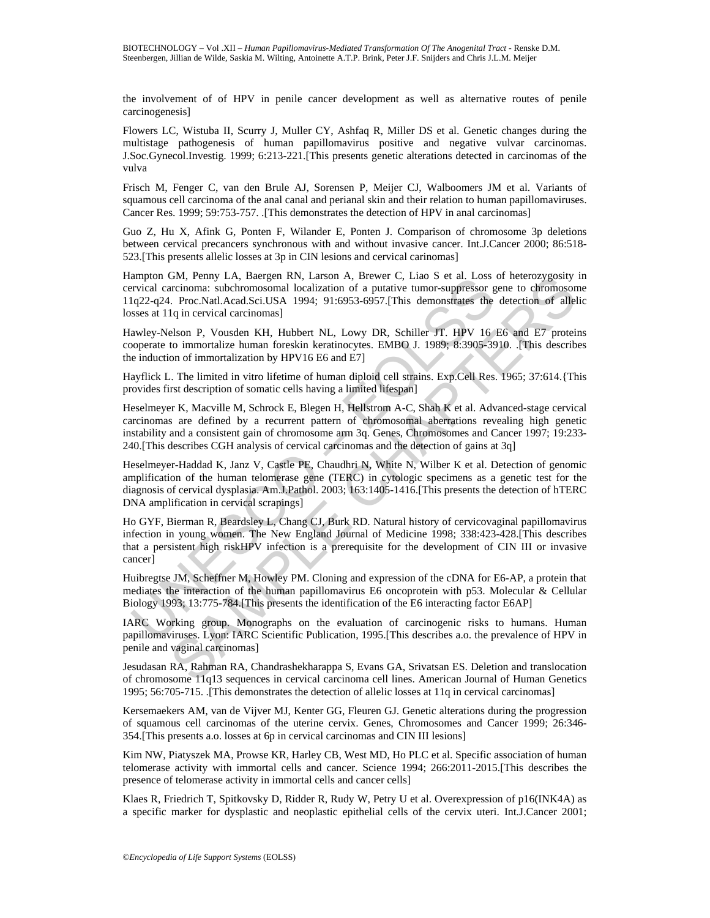the involvement of of HPV in penile cancer development as well as alternative routes of penile carcinogenesis]

Flowers LC, Wistuba II, Scurry J, Muller CY, Ashfaq R, Miller DS et al. Genetic changes during the multistage pathogenesis of human papillomavirus positive and negative vulvar carcinomas. J.Soc.Gynecol.Investig. 1999; 6:213-221.[This presents genetic alterations detected in carcinomas of the vulva

Frisch M, Fenger C, van den Brule AJ, Sorensen P, Meijer CJ, Walboomers JM et al. Variants of squamous cell carcinoma of the anal canal and perianal skin and their relation to human papillomaviruses. Cancer Res. 1999; 59:753-757. .[This demonstrates the detection of HPV in anal carcinomas]

Guo Z, Hu X, Afink G, Ponten F, Wilander E, Ponten J. Comparison of chromosome 3p deletions between cervical precancers synchronous with and without invasive cancer. Int.J.Cancer 2000; 86:518-523.[This presents allelic losses at 3p in CIN lesions and cervical carinomas]

Hampton GM, Penny LA, Baergen RN, Larson A, Brewer C, Liao S et al. Loss of heterozygosity in cervical carcinoma: subchromosomal localization of a putative tumor-suppressor gene to chromosome 11q22-q24. Proc.Natl.Acad.Sci.USA 1994; 91:6953-6957.[This demonstrates the detection of allelic losses at 11q in cervical carcinomas]

Hawley-Nelson P, Vousden KH, Hubbert NL, Lowy DR, Schiller JT. HPV 16 E6 and E7 proteins cooperate to immortalize human foreskin keratinocytes. EMBO J. 1989; 8:3905-3910. .[This describes the induction of immortalization by HPV16 E6 and E7]

Hayflick L. The limited in vitro lifetime of human diploid cell strains. Exp.Cell Res. 1965; 37:614.{This provides first description of somatic cells having a limited lifespan]

Heselmeyer K, Macville M, Schrock E, Blegen H, Hellstrom A-C, Shah K et al. Advanced-stage cervical carcinomas are defined by a recurrent pattern of chromosomal aberrations revealing high genetic instability and a consistent gain of chromosome arm 3q. Genes, Chromosomes and Cancer 1997; 19:233-240.[This describes CGH analysis of cervical carcinomas and the detection of gains at 3q]

Heselmeyer-Haddad K, Janz V, Castle PE, Chaudhri N, White N, Wilber K et al. Detection of genomic amplification of the human telomerase gene (TERC) in cytologic specimens as a genetic test for the diagnosis of cervical dysplasia. Am.J.Pathol. 2003; 163:1405-1416.[This presents the detection of hTERC DNA amplification in cervical scrapings]

Ho GYF, Bierman R, Beardsley L, Chang CJ, Burk RD. Natural history of cervicovaginal papillomavirus infection in young women. The New England Journal of Medicine 1998; 338:423-428.[This describes that a persistent high riskHPV infection is a prerequisite for the development of CIN III or invasive cancer]

Huibregtse JM, Scheffner M, Howley PM. Cloning and expression of the cDNA for E6-AP, a protein that mediates the interaction of the human papillomavirus E6 oncoprotein with p53. Molecular & Cellular Biology 1993; 13:775-784.[This presents the identification of the E6 interacting factor E6AP]

IARC Working group. Monographs on the evaluation of carcinogenic risks to humans. Human papillomaviruses. Lyon: IARC Scientific Publication, 1995.[This describes a.o. the prevalence of HPV in penile and vaginal carcinomas]

Jesudasan RA, Rahman RA, Chandrashekharappa S, Evans GA, Srivatsan ES. Deletion and translocation of chromosome 11q13 sequences in cervical carcinoma cell lines. American Journal of Human Genetics 1995; 56:705-715. .[This demonstrates the detection of allelic losses at 11q in cervical carcinomas]

Kersemaekers AM, van de Vijver MJ, Kenter GG, Fleuren GJ. Genetic alterations during the progression of squamous cell carcinomas of the uterine cervix. Genes, Chromosomes and Cancer 1999; 26:346-354.[This presents a.o. losses at 6p in cervical carcinomas and CIN III lesions]

Kim NW, Piatyszek MA, Prowse KR, Harley CB, West MD, Ho PLC et al. Specific association of human telomerase activity with immortal cells and cancer. Science 1994; 266:2011-2015.[This describes the presence of telomerase activity in immortal cells and cancer cells]

Klaes R, Friedrich T, Spitkovsky D, Ridder R, Rudy W, Petry U et al. Overexpression of p16(INK4A) as a specific marker for dysplastic and neoplastic epithelial cells of the cervix uteri. Int.J.Cancer 2001;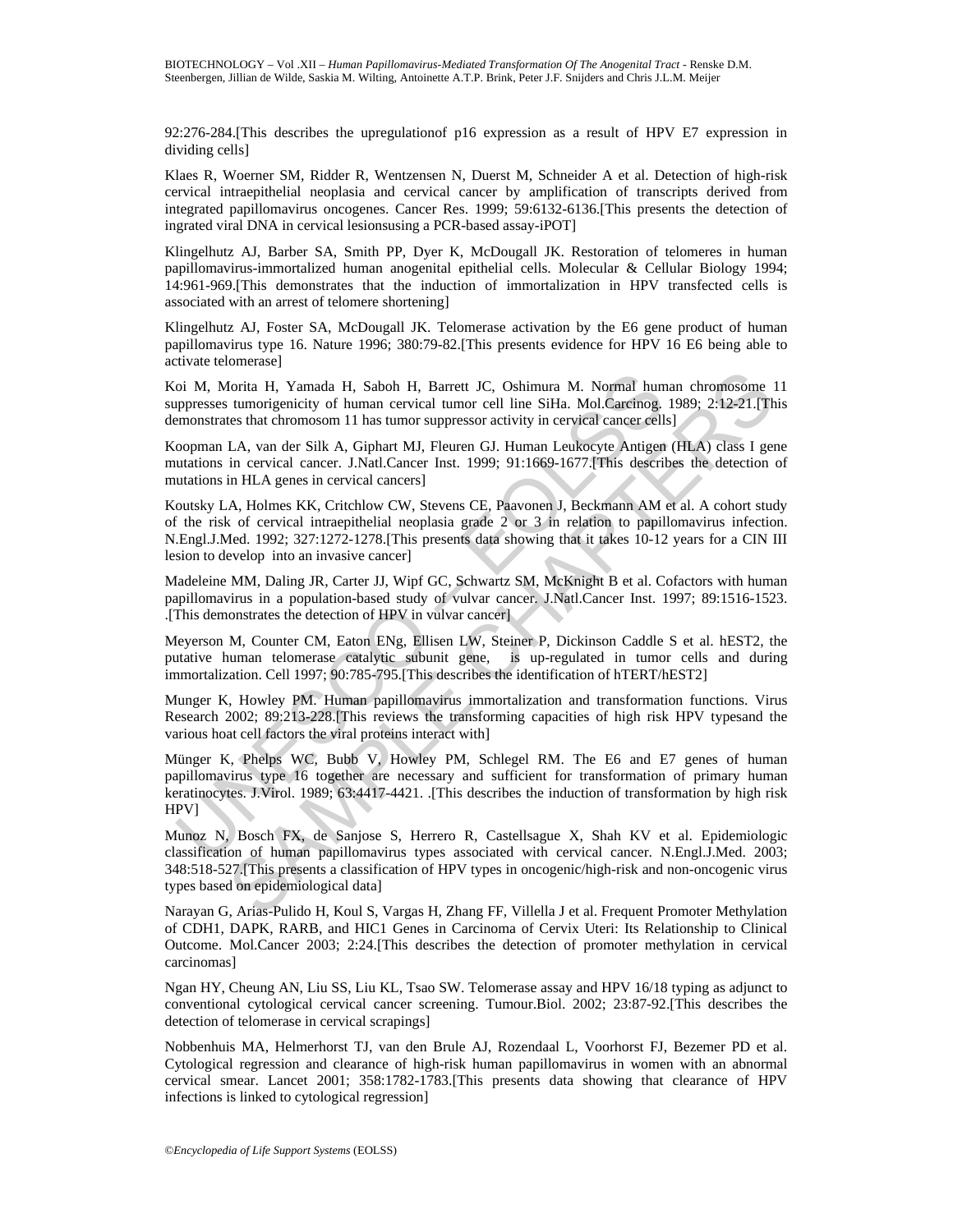92:276-284.[This describes the upregulationof p16 expression as a result of HPV E7 expression in dividing cells]

Klaes R, Woerner SM, Ridder R, Wentzensen N, Duerst M, Schneider A et al. Detection of high-risk cervical intraepithelial neoplasia and cervical cancer by amplification of transcripts derived from integrated papillomavirus oncogenes. Cancer Res. 1999; 59:6132-6136.[This presents the detection of ingrated viral DNA in cervical lesionsusing a PCR-based assay-iPOT]

Klingelhutz AJ, Barber SA, Smith PP, Dyer K, McDougall JK. Restoration of telomeres in human papillomavirus-immortalized human anogenital epithelial cells. Molecular & Cellular Biology 1994; 14:961-969.[This demonstrates that the induction of immortalization in HPV transfected cells is associated with an arrest of telomere shortening]

Klingelhutz AJ, Foster SA, McDougall JK. Telomerase activation by the E6 gene product of human papillomavirus type 16. Nature 1996; 380:79-82.[This presents evidence for HPV 16 E6 being able to activate telomerase]

Koi M, Morita H, Yamada H, Saboh H, Barrett JC, Oshimura M. Normal human chromosome 11 suppresses tumorigenicity of human cervical tumor cell line SiHa. Mol.Carcinog. 1989; 2:12-21.[This demonstrates that chromosom 11 has tumor suppressor activity in cervical cancer cells]

Koopman LA, van der Silk A, Giphart MJ, Fleuren GJ. Human Leukocyte Antigen (HLA) class I gene mutations in cervical cancer. J.Natl.Cancer Inst. 1999; 91:1669-1677.[This describes the detection of mutations in HLA genes in cervical cancers]

Koutsky LA, Holmes KK, Critchlow CW, Stevens CE, Paavonen J, Beckmann AM et al. A cohort study of the risk of cervical intraepithelial neoplasia grade 2 or 3 in relation to papillomavirus infection. N.Engl.J.Med. 1992; 327:1272-1278.[This presents data showing that it takes 10-12 years for a CIN III lesion to develop into an invasive cancer]

Madeleine MM, Daling JR, Carter JJ, Wipf GC, Schwartz SM, McKnight B et al. Cofactors with human papillomavirus in a population-based study of vulvar cancer. J.Natl.Cancer Inst. 1997; 89:1516-1523. .[This demonstrates the detection of HPV in vulvar cancer]

Meyerson M, Counter CM, Eaton ENg, Ellisen LW, Steiner P, Dickinson Caddle S et al. hEST2, the putative human telomerase catalytic subunit gene, is up-regulated in tumor cells and during immortalization. Cell 1997; 90:785-795.[This describes the identification of hTERT/hEST2]

Munger K, Howley PM. Human papillomavirus immortalization and transformation functions. Virus Research 2002; 89:213-228.[This reviews the transforming capacities of high risk HPV typesand the various hoat cell factors the viral proteins interact with]

Münger K, Phelps WC, Bubb V, Howley PM, Schlegel RM. The E6 and E7 genes of human papillomavirus type 16 together are necessary and sufficient for transformation of primary human keratinocytes. J.Virol. 1989; 63:4417-4421. .[This describes the induction of transformation by high risk HPV]

Munoz N, Bosch FX, de Sanjose S, Herrero R, Castellsague X, Shah KV et al. Epidemiologic classification of human papillomavirus types associated with cervical cancer. N.Engl.J.Med. 2003; 348:518-527.[This presents a classification of HPV types in oncogenic/high-risk and non-oncogenic virus types based on epidemiological data]

Narayan G, Arias-Pulido H, Koul S, Vargas H, Zhang FF, Villella J et al. Frequent Promoter Methylation of CDH1, DAPK, RARB, and HIC1 Genes in Carcinoma of Cervix Uteri: Its Relationship to Clinical Outcome. Mol.Cancer 2003; 2:24.[This describes the detection of promoter methylation in cervical carcinomas]

Ngan HY, Cheung AN, Liu SS, Liu KL, Tsao SW. Telomerase assay and HPV 16/18 typing as adjunct to conventional cytological cervical cancer screening. Tumour.Biol. 2002; 23:87-92.[This describes the detection of telomerase in cervical scrapings]

Nobbenhuis MA, Helmerhorst TJ, van den Brule AJ, Rozendaal L, Voorhorst FJ, Bezemer PD et al. Cytological regression and clearance of high-risk human papillomavirus in women with an abnormal cervical smear. Lancet 2001; 358:1782-1783.[This presents data showing that clearance of HPV infections is linked to cytological regression]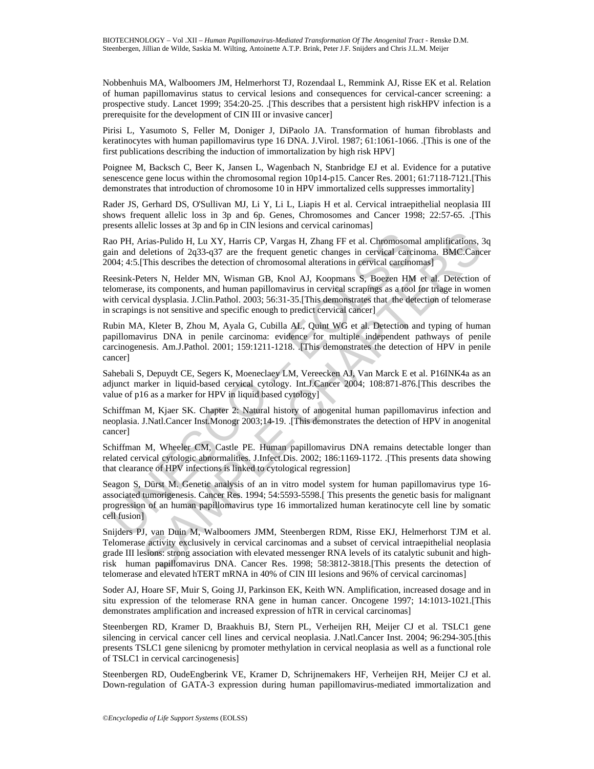Nobbenhuis MA, Walboomers JM, Helmerhorst TJ, Rozendaal L, Remmink AJ, Risse EK et al. Relation of human papillomavirus status to cervical lesions and consequences for cervical-cancer screening: a prospective study. Lancet 1999; 354:20-25. .[This describes that a persistent high riskHPV infection is a prerequisite for the development of CIN III or invasive cancer]

Pirisi L, Yasumoto S, Feller M, Doniger J, DiPaolo JA. Transformation of human fibroblasts and keratinocytes with human papillomavirus type 16 DNA. J.Virol. 1987; 61:1061-1066. .[This is one of the first publications describing the induction of immortalization by high risk HPV]

Poignee M, Backsch C, Beer K, Jansen L, Wagenbach N, Stanbridge EJ et al. Evidence for a putative senescence gene locus within the chromosomal region 10p14-p15. Cancer Res. 2001; 61:7118-7121.[This demonstrates that introduction of chromosome 10 in HPV immortalized cells suppresses immortality]

Rader JS, Gerhard DS, O'Sullivan MJ, Li Y, Li L, Liapis H et al. Cervical intraepithelial neoplasia III shows frequent allelic loss in 3p and 6p. Genes, Chromosomes and Cancer 1998; 22:57-65. .[This presents allelic losses at 3p and 6p in CIN lesions and cervical carinomas]

Rao PH, Arias-Pulido H, Lu XY, Harris CP, Vargas H, Zhang FF et al. Chromosomal amplifications, 3q gain and deletions of 2q33-q37 are the frequent genetic changes in cervical carcinoma. BMC.Cancer 2004; 4:5.[This describes the detection of chromosomal alterations in cervical carcinomas]

Reesink-Peters N, Helder MN, Wisman GB, Knol AJ, Koopmans S, Boezen HM et al. Detection of telomerase, its components, and human papillomavirus in cervical scrapings as a tool for triage in women with cervical dysplasia. J.Clin.Pathol. 2003; 56:31-35.[This demonstrates that the detection of telomerase in scrapings is not sensitive and specific enough to predict cervical cancer]

Rubin MA, Kleter B, Zhou M, Ayala G, Cubilla AL, Quint WG et al. Detection and typing of human papillomavirus DNA in penile carcinoma: evidence for multiple independent pathways of penile carcinogenesis. Am.J.Pathol. 2001; 159:1211-1218. .[This demonstrates the detection of HPV in penile cancer]

Sahebali S, Depuydt CE, Segers K, Moeneclaey LM, Vereecken AJ, Van Marck E et al. P16INK4a as an adjunct marker in liquid-based cervical cytology. Int.J.Cancer 2004; 108:871-876.[This describes the value of p16 as a marker for HPV in liquid based cytology]

Schiffman M, Kjaer SK. Chapter 2: Natural history of anogenital human papillomavirus infection and neoplasia. J.Natl.Cancer Inst.Monogr 2003;14-19. .[This demonstrates the detection of HPV in anogenital cancer]

Schiffman M, Wheeler CM, Castle PE. Human papillomavirus DNA remains detectable longer than related cervical cytologic abnormalities. J.Infect.Dis. 2002; 186:1169-1172. .[This presents data showing that clearance of HPV infections is linked to cytological regression]

Seagon S, Dürst M. Genetic analysis of an in vitro model system for human papillomavirus type 16-associated tumorigenesis. Cancer Res. 1994; 54:5593-5598.[ This presents the genetic basis for malignant progression of an human papillomavirus type 16 immortalized human keratinocyte cell line by somatic cell fusion]

Snijders PJ, van Duin M, Walboomers JMM, Steenbergen RDM, Risse EKJ, Helmerhorst TJM et al. Telomerase activity exclusively in cervical carcinomas and a subset of cervical intraepithelial neoplasia grade III lesions: strong association with elevated messenger RNA levels of its catalytic subunit and high-risk human papillomavirus DNA. Cancer Res. 1998; 58:3812-3818.[This presents the detection of telomerase and elevated hTERT mRNA in 40% of CIN III lesions and 96% of cervical carcinomas]

Soder AJ, Hoare SF, Muir S, Going JJ, Parkinson EK, Keith WN. Amplification, increased dosage and in situ expression of the telomerase RNA gene in human cancer. Oncogene 1997; 14:1013-1021.[This demonstrates amplification and increased expression of hTR in cervical carcinomas]

Steenbergen RD, Kramer D, Braakhuis BJ, Stern PL, Verheijen RH, Meijer CJ et al. TSLC1 gene silencing in cervical cancer cell lines and cervical neoplasia. J.Natl.Cancer Inst. 2004; 96:294-305.[this presents TSLC1 gene silenicng by promoter methylation in cervical neoplasia as well as a functional role of TSLC1 in cervical carcinogenesis]

Steenbergen RD, OudeEngberink VE, Kramer D, Schrijnemakers HF, Verheijen RH, Meijer CJ et al. Down-regulation of GATA-3 expression during human papillomavirus-mediated immortalization and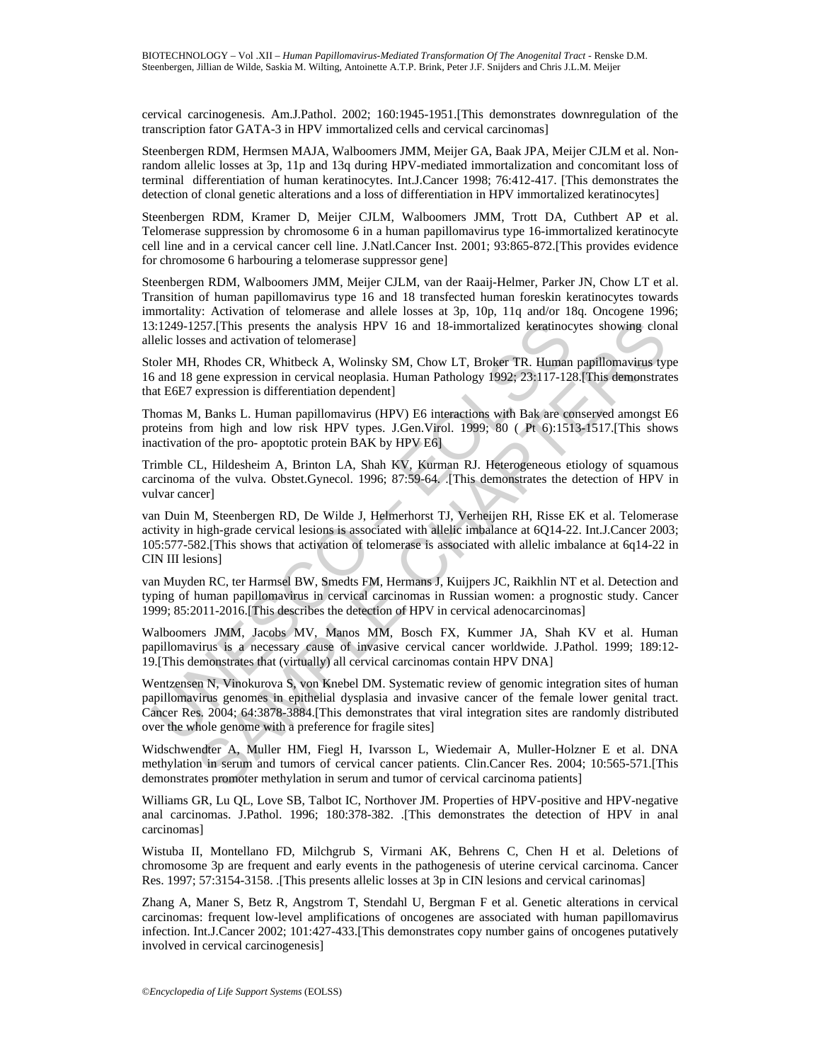cervical carcinogenesis. Am.J.Pathol. 2002; 160:1945-1951.[This demonstrates downregulation of the transcription fator GATA-3 in HPV immortalized cells and cervical carcinomas]

Steenbergen RDM, Hermsen MAJA, Walboomers JMM, Meijer GA, Baak JPA, Meijer CJLM et al. Non-random allelic losses at 3p, 11p and 13q during HPV-mediated immortalization and concomitant loss of terminal differentiation of human keratinocytes. Int.J.Cancer 1998; 76:412-417. [This demonstrates the detection of clonal genetic alterations and a loss of differentiation in HPV immortalized keratinocytes]

Steenbergen RDM, Kramer D, Meijer CJLM, Walboomers JMM, Trott DA, Cuthbert AP et al. Telomerase suppression by chromosome 6 in a human papillomavirus type 16-immortalized keratinocyte cell line and in a cervical cancer cell line. J.Natl.Cancer Inst. 2001; 93:865-872.[This provides evidence for chromosome 6 harbouring a telomerase suppressor gene]

Steenbergen RDM, Walboomers JMM, Meijer CJLM, van der Raaij-Helmer, Parker JN, Chow LT et al. Transition of human papillomavirus type 16 and 18 transfected human foreskin keratinocytes towards immortality: Activation of telomerase and allele losses at 3p, 10p, 11q and/or 18q. Oncogene 1996; 13:1249-1257.[This presents the analysis HPV 16 and 18-immortalized keratinocytes showing clonal allelic losses and activation of telomerase]

Stoler MH, Rhodes CR, Whitbeck A, Wolinsky SM, Chow LT, Broker TR. Human papillomavirus type 16 and 18 gene expression in cervical neoplasia. Human Pathology 1992; 23:117-128.[This demonstrates that E6E7 expression is differentiation dependent]

Thomas M, Banks L. Human papillomavirus (HPV) E6 interactions with Bak are conserved amongst E6 proteins from high and low risk HPV types. J.Gen.Virol. 1999; 80 ( Pt 6):1513-1517.[This shows inactivation of the pro- apoptotic protein BAK by HPV E6]

Trimble CL, Hildesheim A, Brinton LA, Shah KV, Kurman RJ. Heterogeneous etiology of squamous carcinoma of the vulva. Obstet.Gynecol. 1996; 87:59-64. .[This demonstrates the detection of HPV in vulvar cancer]

van Duin M, Steenbergen RD, De Wilde J, Helmerhorst TJ, Verheijen RH, Risse EK et al. Telomerase activity in high-grade cervical lesions is associated with allelic imbalance at 6Q14-22. Int.J.Cancer 2003; 105:577-582.[This shows that activation of telomerase is associated with allelic imbalance at 6q14-22 in CIN III lesions]

van Muyden RC, ter Harmsel BW, Smedts FM, Hermans J, Kuijpers JC, Raikhlin NT et al. Detection and typing of human papillomavirus in cervical carcinomas in Russian women: a prognostic study. Cancer 1999; 85:2011-2016.[This describes the detection of HPV in cervical adenocarcinomas]

Walboomers JMM, Jacobs MV, Manos MM, Bosch FX, Kummer JA, Shah KV et al. Human papillomavirus is a necessary cause of invasive cervical cancer worldwide. J.Pathol. 1999; 189:12-19.[This demonstrates that (virtually) all cervical carcinomas contain HPV DNA]

Wentzensen N, Vinokurova S, von Knebel DM. Systematic review of genomic integration sites of human papillomavirus genomes in epithelial dysplasia and invasive cancer of the female lower genital tract. Cancer Res. 2004; 64:3878-3884.[This demonstrates that viral integration sites are randomly distributed over the whole genome with a preference for fragile sites]

Widschwendter A, Muller HM, Fiegl H, Ivarsson L, Wiedemair A, Muller-Holzner E et al. DNA methylation in serum and tumors of cervical cancer patients. Clin.Cancer Res. 2004; 10:565-571.[This demonstrates promoter methylation in serum and tumor of cervical carcinoma patients]

Williams GR, Lu QL, Love SB, Talbot IC, Northover JM. Properties of HPV-positive and HPV-negative anal carcinomas. J.Pathol. 1996; 180:378-382. .[This demonstrates the detection of HPV in anal carcinomas]

Wistuba II, Montellano FD, Milchgrub S, Virmani AK, Behrens C, Chen H et al. Deletions of chromosome 3p are frequent and early events in the pathogenesis of uterine cervical carcinoma. Cancer Res. 1997; 57:3154-3158. .[This presents allelic losses at 3p in CIN lesions and cervical carinomas]

Zhang A, Maner S, Betz R, Angstrom T, Stendahl U, Bergman F et al. Genetic alterations in cervical carcinomas: frequent low-level amplifications of oncogenes are associated with human papillomavirus infection. Int.J.Cancer 2002; 101:427-433.[This demonstrates copy number gains of oncogenes putatively involved in cervical carcinogenesis]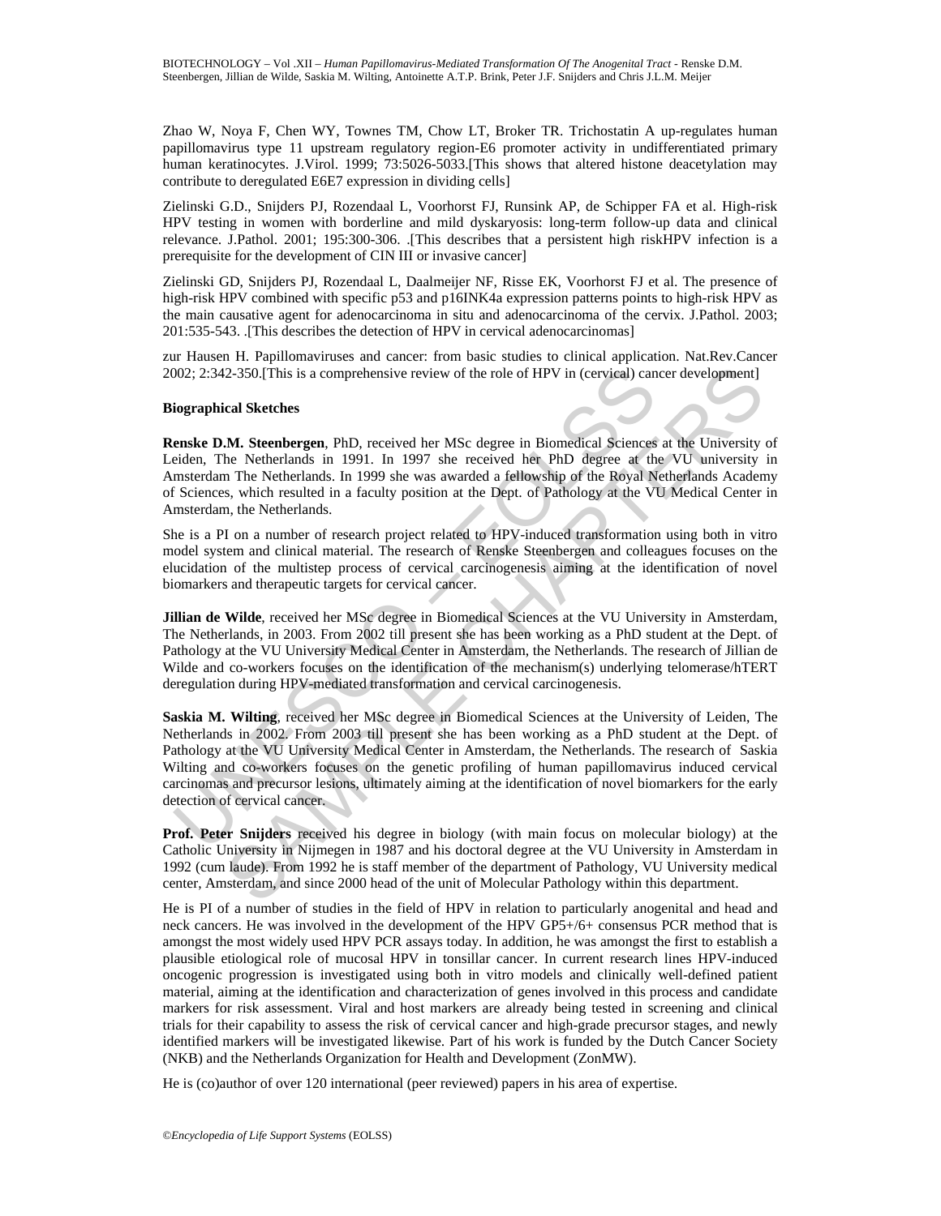Zhao W, Noya F, Chen WY, Townes TM, Chow LT, Broker TR. Trichostatin A up-regulates human papillomavirus type 11 upstream regulatory region-E6 promoter activity in undifferentiated primary human keratinocytes. J.Virol. 1999; 73:5026-5033.[This shows that altered histone deacetylation may contribute to deregulated E6E7 expression in dividing cells]

Zielinski G.D., Snijders PJ, Rozendaal L, Voorhorst FJ, Runsink AP, de Schipper FA et al. High-risk HPV testing in women with borderline and mild dyskaryosis: long-term follow-up data and clinical relevance. J.Pathol. 2001; 195:300-306. .[This describes that a persistent high riskHPV infection is a prerequisite for the development of CIN III or invasive cancer]

Zielinski GD, Snijders PJ, Rozendaal L, Daalmeijer NF, Risse EK, Voorhorst FJ et al. The presence of high-risk HPV combined with specific p53 and p16INK4a expression patterns points to high-risk HPV as the main causative agent for adenocarcinoma in situ and adenocarcinoma of the cervix. J.Pathol. 2003; 201:535-543. .[This describes the detection of HPV in cervical adenocarcinomas]

zur Hausen H. Papillomaviruses and cancer: from basic studies to clinical application. Nat.Rev.Cancer 2002; 2:342-350.[This is a comprehensive review of the role of HPV in (cervical) cancer development]

**Biographical Sketches**

**Renske D.M. Steenbergen**, PhD, received her MSc degree in Biomedical Sciences at the University of Leiden, The Netherlands in 1991. In 1997 she received her PhD degree at the VU university in Amsterdam The Netherlands. In 1999 she was awarded a fellowship of the Royal Netherlands Academy of Sciences, which resulted in a faculty position at the Dept. of Pathology at the VU Medical Center in Amsterdam, the Netherlands.

She is a PI on a number of research project related to HPV-induced transformation using both in vitro model system and clinical material. The research of Renske Steenbergen and colleagues focuses on the elucidation of the multistep process of cervical carcinogenesis aiming at the identification of novel biomarkers and therapeutic targets for cervical cancer.

**Jillian de Wilde**, received her MSc degree in Biomedical Sciences at the VU University in Amsterdam, The Netherlands, in 2003. From 2002 till present she has been working as a PhD student at the Dept. of Pathology at the VU University Medical Center in Amsterdam, the Netherlands. The research of Jillian de Wilde and co-workers focuses on the identification of the mechanism(s) underlying telomerase/hTERT deregulation during HPV-mediated transformation and cervical carcinogenesis.

**Saskia M. Wilting**, received her MSc degree in Biomedical Sciences at the University of Leiden, The Netherlands in 2002. From 2003 till present she has been working as a PhD student at the Dept. of Pathology at the VU University Medical Center in Amsterdam, the Netherlands. The research of Saskia Wilting and co-workers focuses on the genetic profiling of human papillomavirus induced cervical carcinomas and precursor lesions, ultimately aiming at the identification of novel biomarkers for the early detection of cervical cancer.

**Prof. Peter Snijders** received his degree in biology (with main focus on molecular biology) at the Catholic University in Nijmegen in 1987 and his doctoral degree at the VU University in Amsterdam in 1992 (cum laude). From 1992 he is staff member of the department of Pathology, VU University medical center, Amsterdam, and since 2000 head of the unit of Molecular Pathology within this department.

He is PI of a number of studies in the field of HPV in relation to particularly anogenital and head and neck cancers. He was involved in the development of the HPV GP5+/6+ consensus PCR method that is amongst the most widely used HPV PCR assays today. In addition, he was amongst the first to establish a plausible etiological role of mucosal HPV in tonsillar cancer. In current research lines HPV-induced oncogenic progression is investigated using both in vitro models and clinically well-defined patient material, aiming at the identification and characterization of genes involved in this process and candidate markers for risk assessment. Viral and host markers are already being tested in screening and clinical trials for their capability to assess the risk of cervical cancer and high-grade precursor stages, and newly identified markers will be investigated likewise. Part of his work is funded by the Dutch Cancer Society (NKB) and the Netherlands Organization for Health and Development (ZonMW).

He is (co)author of over 120 international (peer reviewed) papers in his area of expertise.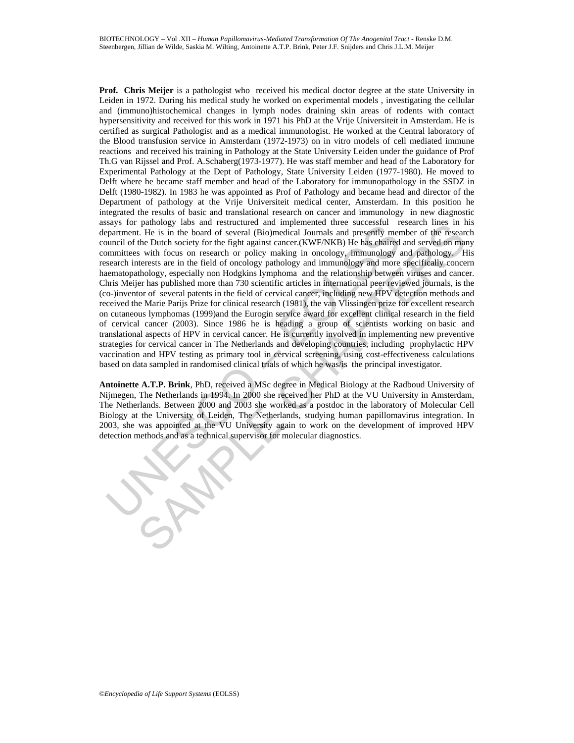**Prof. Chris Meijer** is a pathologist who received his medical doctor degree at the state University in Leiden in 1972. During his medical study he worked on experimental models , investigating the cellular and (immuno)histochemical changes in lymph nodes draining skin areas of rodents with contact hypersensitivity and received for this work in 1971 his PhD at the Vrije Universiteit in Amsterdam. He is certified as surgical Pathologist and as a medical immunologist. He worked at the Central laboratory of the Blood transfusion service in Amsterdam (1972-1973) on in vitro models of cell mediated immune reactions and received his training in Pathology at the State University Leiden under the guidance of Prof Th.G van Rijssel and Prof. A.Schaberg(1973-1977). He was staff member and head of the Laboratory for Experimental Pathology at the Dept of Pathology, State University Leiden (1977-1980). He moved to Delft where he became staff member and head of the Laboratory for immunopathology in the SSDZ in Delft (1980-1982). In 1983 he was appointed as Prof of Pathology and became head and director of the Department of pathology at the Vrije Universiteit medical center, Amsterdam. In this position he integrated the results of basic and translational research on cancer and immunology in new diagnostic assays for pathology labs and restructured and implemented three successful research lines in his department. He is in the board of several (Bio)medical Journals and presently member of the research council of the Dutch society for the fight against cancer.(KWF/NKB) He has chaired and served on many committees with focus on research or policy making in oncology, immunology and pathology. His research interests are in the field of oncology pathology and immunology and more specifically concern haematopathology, especially non Hodgkins lymphoma and the relationship between viruses and cancer. Chris Meijer has published more than 730 scientific articles in international peer reviewed journals, is the (co-)inventor of several patents in the field of cervical cancer, including new HPV detection methods and received the Marie Parijs Prize for clinical research (1981), the van Vlissingen prize for excellent research on cutaneous lymphomas (1999)and the Eurogin service award for excellent clinical research in the field of cervical cancer (2003). Since 1986 he is heading a group of scientists working on basic and translational aspects of HPV in cervical cancer. He is currently involved in implementing new preventive strategies for cervical cancer in The Netherlands and developing countries, including prophylactic HPV vaccination and HPV testing as primary tool in cervical screening, using cost-effectiveness calculations based on data sampled in randomised clinical trials of which he was/is the principal investigator.

**Antoinette A.T.P. Brink**, PhD, received a MSc degree in Medical Biology at the Radboud University of Nijmegen, The Netherlands in 1994. In 2000 she received her PhD at the VU University in Amsterdam, The Netherlands. Between 2000 and 2003 she worked as a postdoc in the laboratory of Molecular Cell Biology at the University of Leiden, The Netherlands, studying human papillomavirus integration. In 2003, she was appointed at the VU University again to work on the development of improved HPV detection methods and as a technical supervisor for molecular diagnostics.